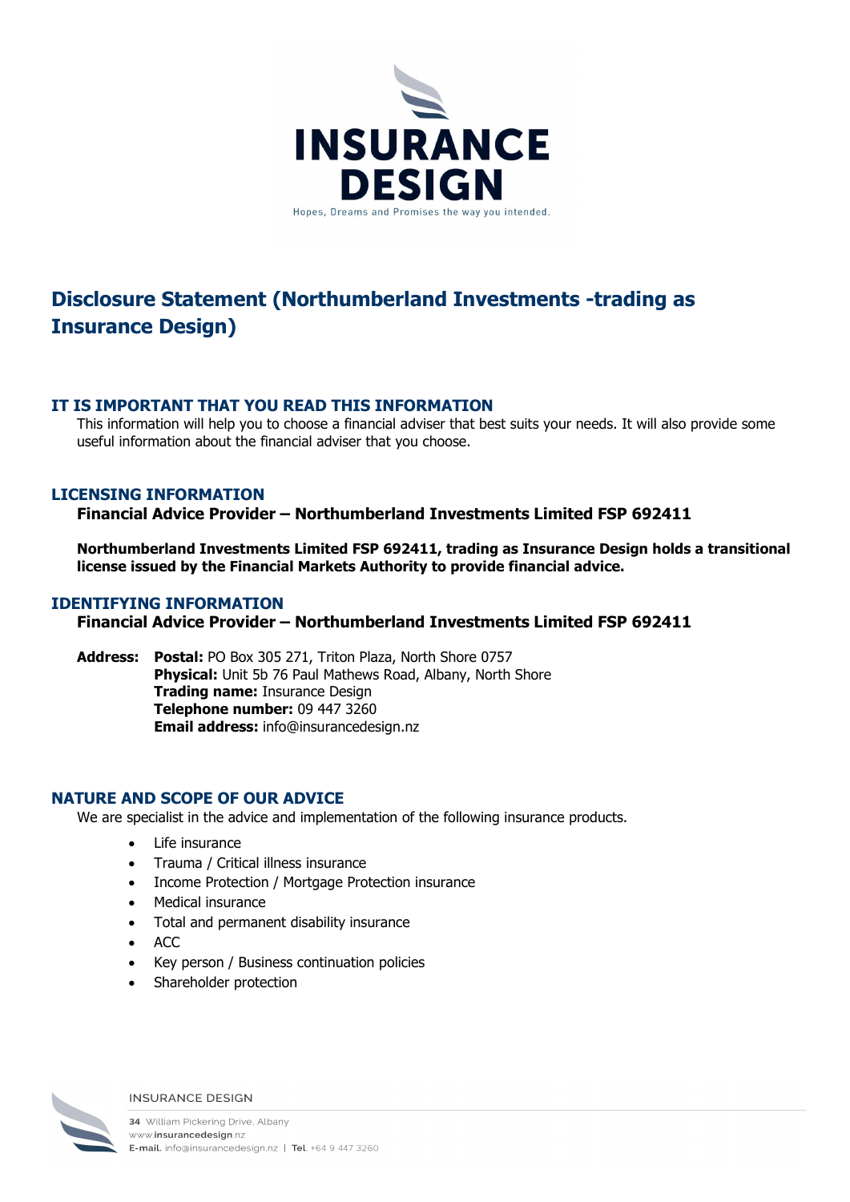# Disclosure Statement (Northumberland Investments -trading as Insurance Design)

## IT IS IMPORTANT THAT YOU READ THIS INFORMATION

This information will help you to choose a financial adviser that best suits your needs. It will also provide some useful information about the financial adviser that you choose.

## LICENSING INFORMATION

**Financial Advice Provider – Northumberland Investments Limited FSP 692411**

**Northumberland Investments Limited FSP 692411, trading as Insurance Design holds a transitional license issued by the Financial Markets Authority to provide financial advice.**

## IDENTIFYING INFORMATION

**Financial Advice Provider – Northumberland Investments Limited FSP 692411**

**Address:** **Postal:** PO Box 305 271, Triton Plaza, North Shore 0757
**Physical:** Unit 5b 76 Paul Mathews Road, Albany, North Shore
**Trading name:** Insurance Design
**Telephone number:** 09 447 3260
**Email address:** info@insurancedesign.nz

## NATURE AND SCOPE OF OUR ADVICE

We are specialist in the advice and implementation of the following insurance products.

- Life insurance
- Trauma / Critical illness insurance
- Income Protection / Mortgage Protection insurance
- Medical insurance
- Total and permanent disability insurance
- ACC
- Key person / Business continuation policies
- Shareholder protection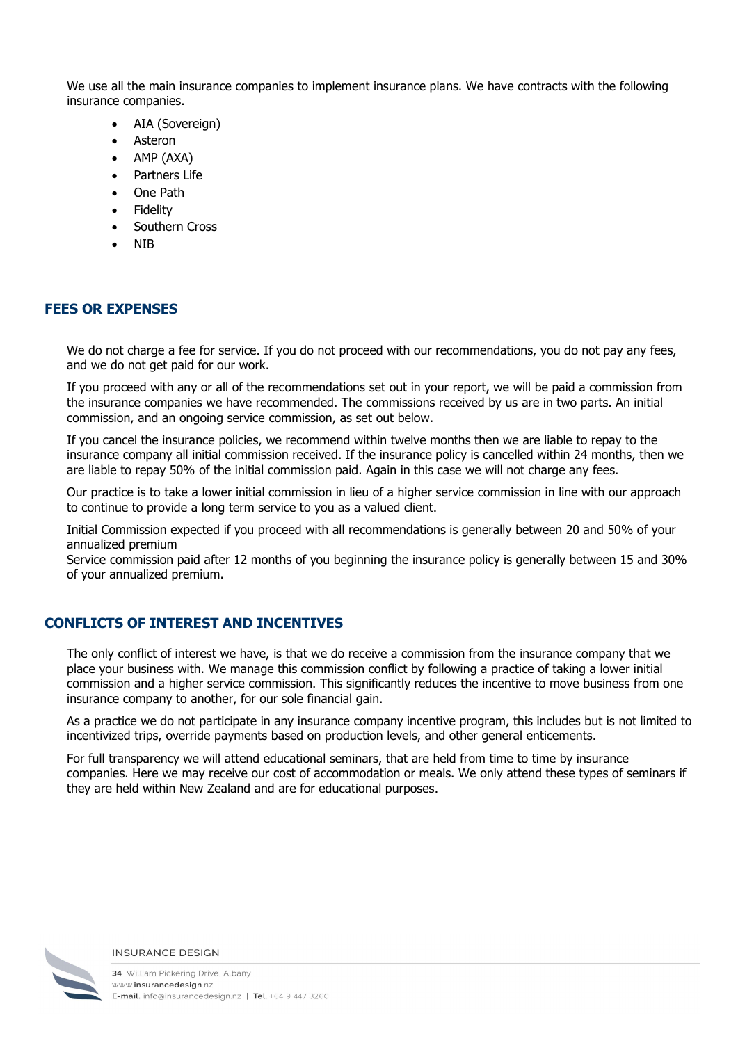We use all the main insurance companies to implement insurance plans. We have contracts with the following insurance companies.

- AIA (Sovereign)
- Asteron
- AMP (AXA)
- Partners Life
- One Path
- Fidelity
- Southern Cross
- NIB

## FEES OR EXPENSES

We do not charge a fee for service. If you do not proceed with our recommendations, you do not pay any fees, and we do not get paid for our work.

If you proceed with any or all of the recommendations set out in your report, we will be paid a commission from the insurance companies we have recommended. The commissions received by us are in two parts. An initial commission, and an ongoing service commission, as set out below.

If you cancel the insurance policies, we recommend within twelve months then we are liable to repay to the insurance company all initial commission received. If the insurance policy is cancelled within 24 months, then we are liable to repay 50% of the initial commission paid. Again in this case we will not charge any fees.

Our practice is to take a lower initial commission in lieu of a higher service commission in line with our approach to continue to provide a long term service to you as a valued client.

Initial Commission expected if you proceed with all recommendations is generally between 20 and 50% of your annualized premium
Service commission paid after 12 months of you beginning the insurance policy is generally between 15 and 30% of your annualized premium.

## CONFLICTS OF INTEREST AND INCENTIVES

The only conflict of interest we have, is that we do receive a commission from the insurance company that we place your business with. We manage this commission conflict by following a practice of taking a lower initial commission and a higher service commission. This significantly reduces the incentive to move business from one insurance company to another, for our sole financial gain.

As a practice we do not participate in any insurance company incentive program, this includes but is not limited to incentivized trips, override payments based on production levels, and other general enticements.

For full transparency we will attend educational seminars, that are held from time to time by insurance companies. Here we may receive our cost of accommodation or meals. We only attend these types of seminars if they are held within New Zealand and are for educational purposes.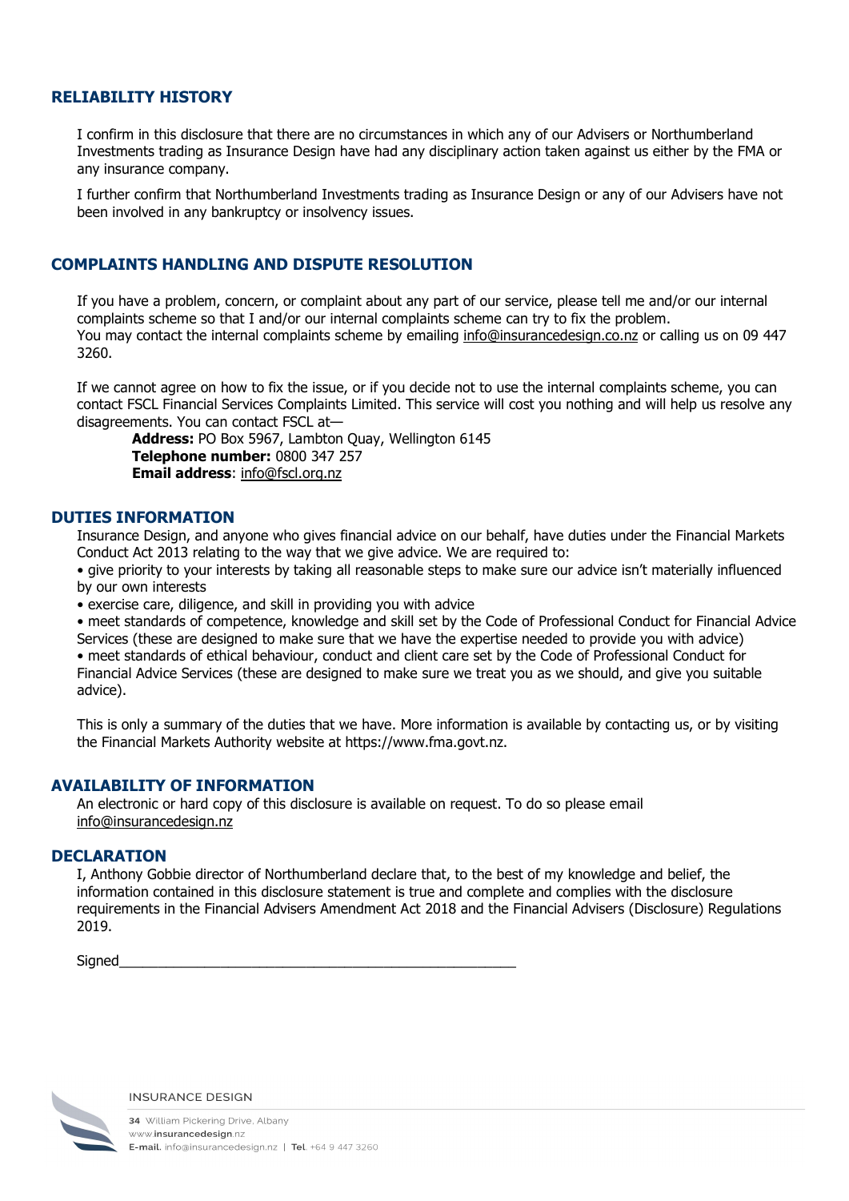## RELIABILITY HISTORY

I confirm in this disclosure that there are no circumstances in which any of our Advisers or Northumberland Investments trading as Insurance Design have had any disciplinary action taken against us either by the FMA or any insurance company.

I further confirm that Northumberland Investments trading as Insurance Design or any of our Advisers have not been involved in any bankruptcy or insolvency issues.

## COMPLAINTS HANDLING AND DISPUTE RESOLUTION

If you have a problem, concern, or complaint about any part of our service, please tell me and/or our internal complaints scheme so that I and/or our internal complaints scheme can try to fix the problem.
You may contact the internal complaints scheme by emailing info@insurancedesign.co.nz or calling us on 09 447 3260.

If we cannot agree on how to fix the issue, or if you decide not to use the internal complaints scheme, you can contact FSCL Financial Services Complaints Limited. This service will cost you nothing and will help us resolve any disagreements. You can contact FSCL at—

**Address:** PO Box 5967, Lambton Quay, Wellington 6145
**Telephone number:** 0800 347 257
**Email address**: info@fscl.org.nz

## DUTIES INFORMATION

Insurance Design, and anyone who gives financial advice on our behalf, have duties under the Financial Markets Conduct Act 2013 relating to the way that we give advice. We are required to:

- give priority to your interests by taking all reasonable steps to make sure our advice isn't materially influenced by our own interests
- exercise care, diligence, and skill in providing you with advice
- meet standards of competence, knowledge and skill set by the Code of Professional Conduct for Financial Advice Services (these are designed to make sure that we have the expertise needed to provide you with advice)
- meet standards of ethical behaviour, conduct and client care set by the Code of Professional Conduct for Financial Advice Services (these are designed to make sure we treat you as we should, and give you suitable advice).

This is only a summary of the duties that we have. More information is available by contacting us, or by visiting the Financial Markets Authority website at https://www.fma.govt.nz.

## AVAILABILITY OF INFORMATION

An electronic or hard copy of this disclosure is available on request. To do so please email info@insurancedesign.nz

## DECLARATION

I, Anthony Gobbie director of Northumberland declare that, to the best of my knowledge and belief, the information contained in this disclosure statement is true and complete and complies with the disclosure requirements in the Financial Advisers Amendment Act 2018 and the Financial Advisers (Disclosure) Regulations 2019.

Signed\_\_\_\_\_\_\_\_\_\_\_\_\_\_\_\_\_\_\_\_\_\_\_\_\_\_\_\_\_\_\_\_\_\_\_\_\_\_\_\_\_\_\_\_\_\_\_\_\_\_

INSURANCE DESIGN

**34** William Pickering Drive, Albany
www.**insurancedesign**.nz
**E-mail.** info@insurancedesign.nz | **Tel.** +64 9 447 3260